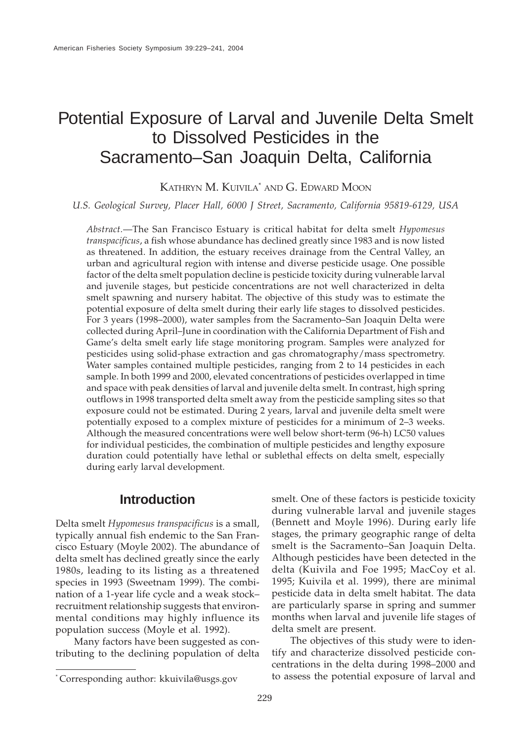# Potential Exposure of Larval and Juvenile Delta Smelt to Dissolved Pesticides in the Sacramento–San Joaquin Delta, California

KATHRYN M. KUIVILA* AND G. EDWARD MOON

*U.S. Geological Survey, Placer Hall, 6000 J Street, Sacramento, California 95819-6129, USA*

*Abstract.*—The San Francisco Estuary is critical habitat for delta smelt *Hypomesus transpacificus*, a fish whose abundance has declined greatly since 1983 and is now listed as threatened. In addition, the estuary receives drainage from the Central Valley, an urban and agricultural region with intense and diverse pesticide usage. One possible factor of the delta smelt population decline is pesticide toxicity during vulnerable larval and juvenile stages, but pesticide concentrations are not well characterized in delta smelt spawning and nursery habitat. The objective of this study was to estimate the potential exposure of delta smelt during their early life stages to dissolved pesticides. For 3 years (1998–2000), water samples from the Sacramento–San Joaquin Delta were collected during April–June in coordination with the California Department of Fish and Game's delta smelt early life stage monitoring program. Samples were analyzed for pesticides using solid-phase extraction and gas chromatography/mass spectrometry. Water samples contained multiple pesticides, ranging from 2 to 14 pesticides in each sample. In both 1999 and 2000, elevated concentrations of pesticides overlapped in time and space with peak densities of larval and juvenile delta smelt. In contrast, high spring outflows in 1998 transported delta smelt away from the pesticide sampling sites so that exposure could not be estimated. During 2 years, larval and juvenile delta smelt were potentially exposed to a complex mixture of pesticides for a minimum of 2–3 weeks. Although the measured concentrations were well below short-term (96-h) LC50 values for individual pesticides, the combination of multiple pesticides and lengthy exposure duration could potentially have lethal or sublethal effects on delta smelt, especially during early larval development.

## Introduction

Delta smelt *Hypomesus transpacificus* is a small, typically annual fish endemic to the San Francisco Estuary (Moyle 2002). The abundance of delta smelt has declined greatly since the early 1980s, leading to its listing as a threatened species in 1993 (Sweetnam 1999). The combination of a 1-year life cycle and a weak stock–recruitment relationship suggests that environmental conditions may highly influence its population success (Moyle et al. 1992).

Many factors have been suggested as contributing to the declining population of delta smelt. One of these factors is pesticide toxicity during vulnerable larval and juvenile stages (Bennett and Moyle 1996). During early life stages, the primary geographic range of delta smelt is the Sacramento–San Joaquin Delta. Although pesticides have been detected in the delta (Kuivila and Foe 1995; MacCoy et al. 1995; Kuivila et al. 1999), there are minimal pesticide data in delta smelt habitat. The data are particularly sparse in spring and summer months when larval and juvenile life stages of delta smelt are present.

The objectives of this study were to identify and characterize dissolved pesticide concentrations in the delta during 1998–2000 and to assess the potential exposure of larval and

---

* Corresponding author: kkuivila@usgs.gov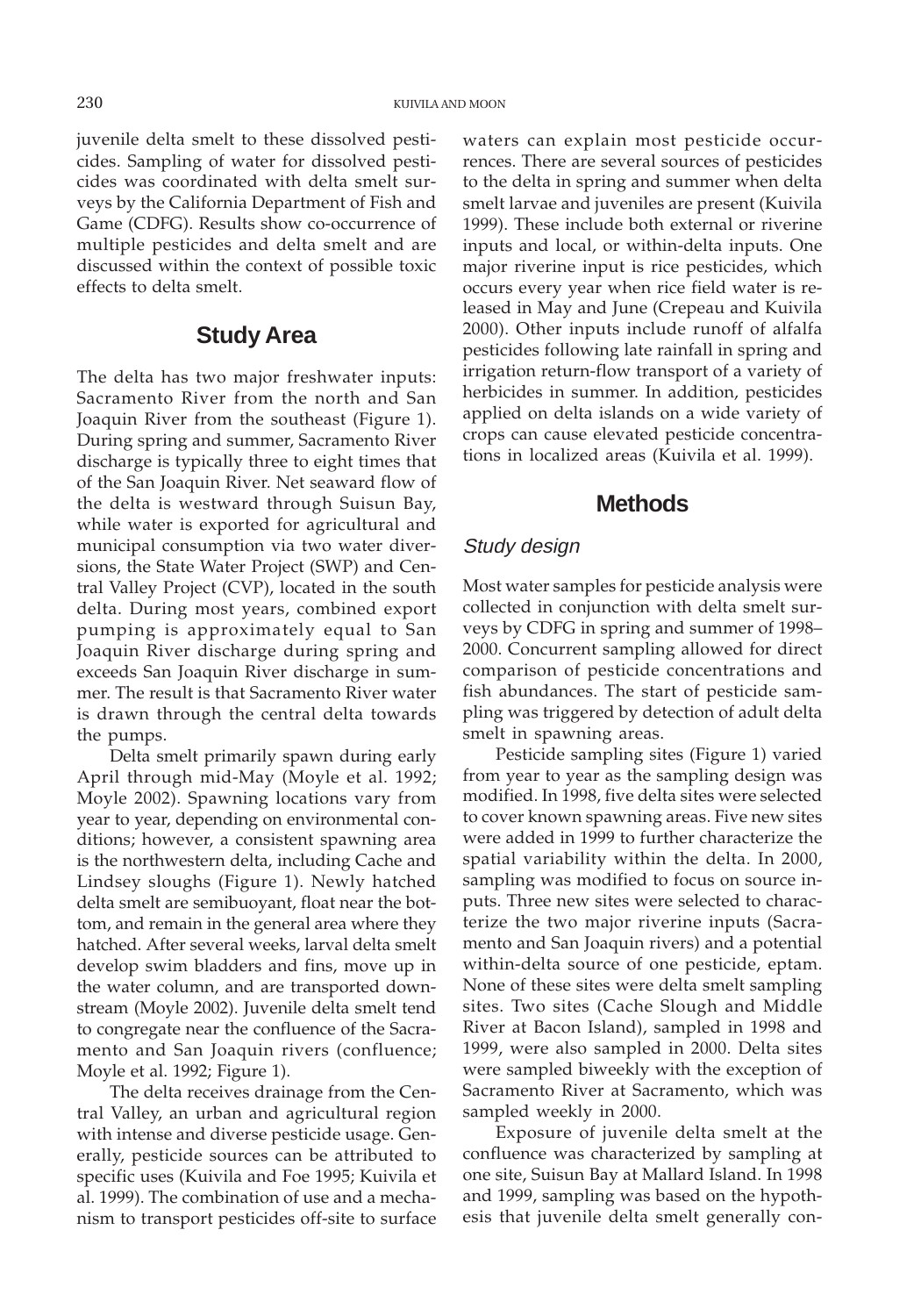juvenile delta smelt to these dissolved pesticides. Sampling of water for dissolved pesticides was coordinated with delta smelt surveys by the California Department of Fish and Game (CDFG). Results show co-occurrence of multiple pesticides and delta smelt and are discussed within the context of possible toxic effects to delta smelt.

## Study Area

The delta has two major freshwater inputs: Sacramento River from the north and San Joaquin River from the southeast (Figure 1). During spring and summer, Sacramento River discharge is typically three to eight times that of the San Joaquin River. Net seaward flow of the delta is westward through Suisun Bay, while water is exported for agricultural and municipal consumption via two water diversions, the State Water Project (SWP) and Central Valley Project (CVP), located in the south delta. During most years, combined export pumping is approximately equal to San Joaquin River discharge during spring and exceeds San Joaquin River discharge in summer. The result is that Sacramento River water is drawn through the central delta towards the pumps.

Delta smelt primarily spawn during early April through mid-May (Moyle et al. 1992; Moyle 2002). Spawning locations vary from year to year, depending on environmental conditions; however, a consistent spawning area is the northwestern delta, including Cache and Lindsey sloughs (Figure 1). Newly hatched delta smelt are semibuoyant, float near the bottom, and remain in the general area where they hatched. After several weeks, larval delta smelt develop swim bladders and fins, move up in the water column, and are transported downstream (Moyle 2002). Juvenile delta smelt tend to congregate near the confluence of the Sacramento and San Joaquin rivers (confluence; Moyle et al. 1992; Figure 1).

The delta receives drainage from the Central Valley, an urban and agricultural region with intense and diverse pesticide usage. Generally, pesticide sources can be attributed to specific uses (Kuivila and Foe 1995; Kuivila et al. 1999). The combination of use and a mechanism to transport pesticides off-site to surface waters can explain most pesticide occurrences. There are several sources of pesticides to the delta in spring and summer when delta smelt larvae and juveniles are present (Kuivila 1999). These include both external or riverine inputs and local, or within-delta inputs. One major riverine input is rice pesticides, which occurs every year when rice field water is released in May and June (Crepeau and Kuivila 2000). Other inputs include runoff of alfalfa pesticides following late rainfall in spring and irrigation return-flow transport of a variety of herbicides in summer. In addition, pesticides applied on delta islands on a wide variety of crops can cause elevated pesticide concentrations in localized areas (Kuivila et al. 1999).

## Methods

### *Study design*

Most water samples for pesticide analysis were collected in conjunction with delta smelt surveys by CDFG in spring and summer of 1998–2000. Concurrent sampling allowed for direct comparison of pesticide concentrations and fish abundances. The start of pesticide sampling was triggered by detection of adult delta smelt in spawning areas.

Pesticide sampling sites (Figure 1) varied from year to year as the sampling design was modified. In 1998, five delta sites were selected to cover known spawning areas. Five new sites were added in 1999 to further characterize the spatial variability within the delta. In 2000, sampling was modified to focus on source inputs. Three new sites were selected to characterize the two major riverine inputs (Sacramento and San Joaquin rivers) and a potential within-delta source of one pesticide, eptam. None of these sites were delta smelt sampling sites. Two sites (Cache Slough and Middle River at Bacon Island), sampled in 1998 and 1999, were also sampled in 2000. Delta sites were sampled biweekly with the exception of Sacramento River at Sacramento, which was sampled weekly in 2000.

Exposure of juvenile delta smelt at the confluence was characterized by sampling at one site, Suisun Bay at Mallard Island. In 1998 and 1999, sampling was based on the hypothesis that juvenile delta smelt generally con-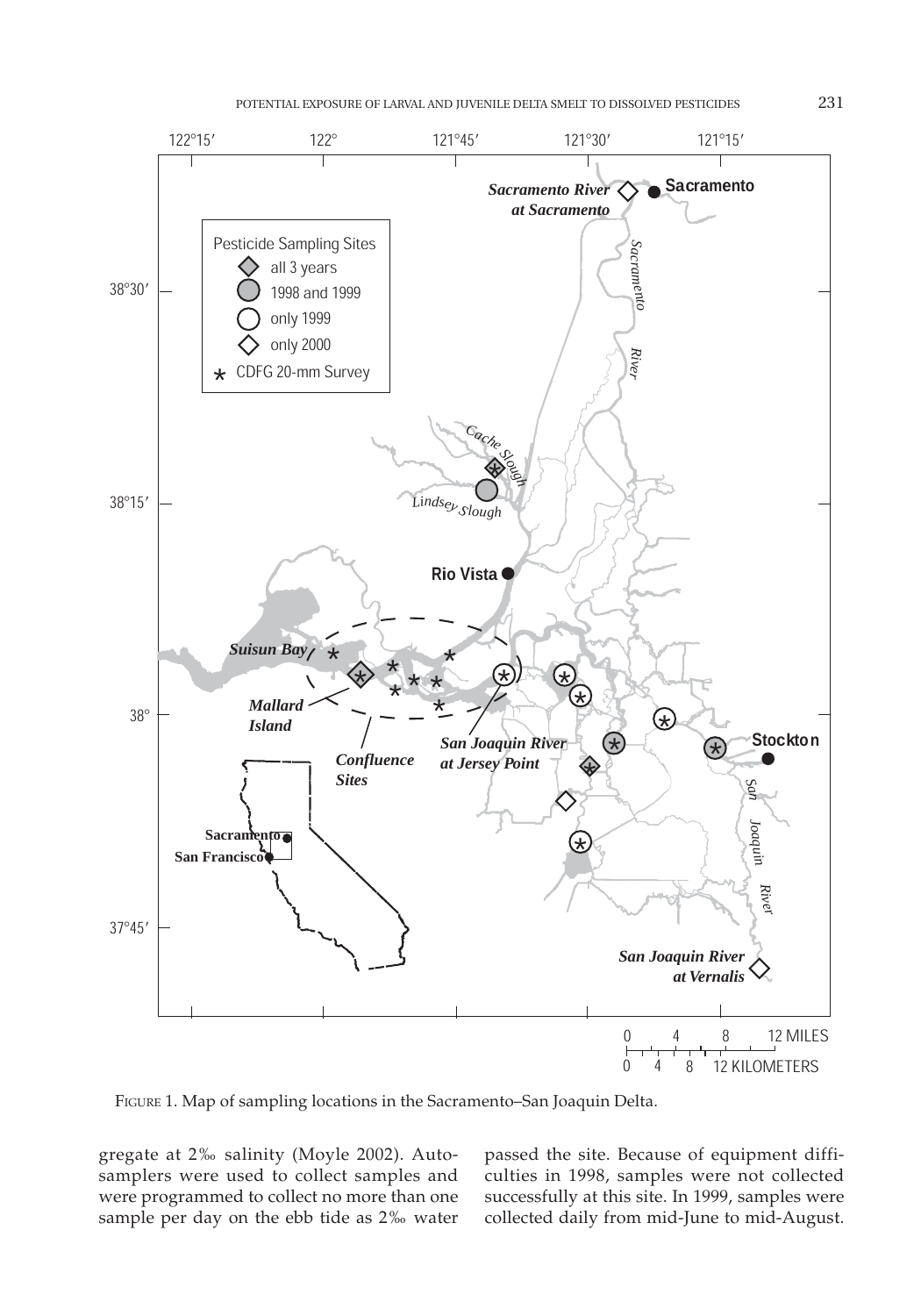FIGURE 1. Map of sampling locations in the Sacramento–San Joaquin Delta.

gregate at 2‰ salinity (Moyle 2002). Autosamplers were used to collect samples and were programmed to collect no more than one sample per day on the ebb tide as 2‰ water passed the site. Because of equipment difficulties in 1998, samples were not collected successfully at this site. In 1999, samples were collected daily from mid-June to mid-August.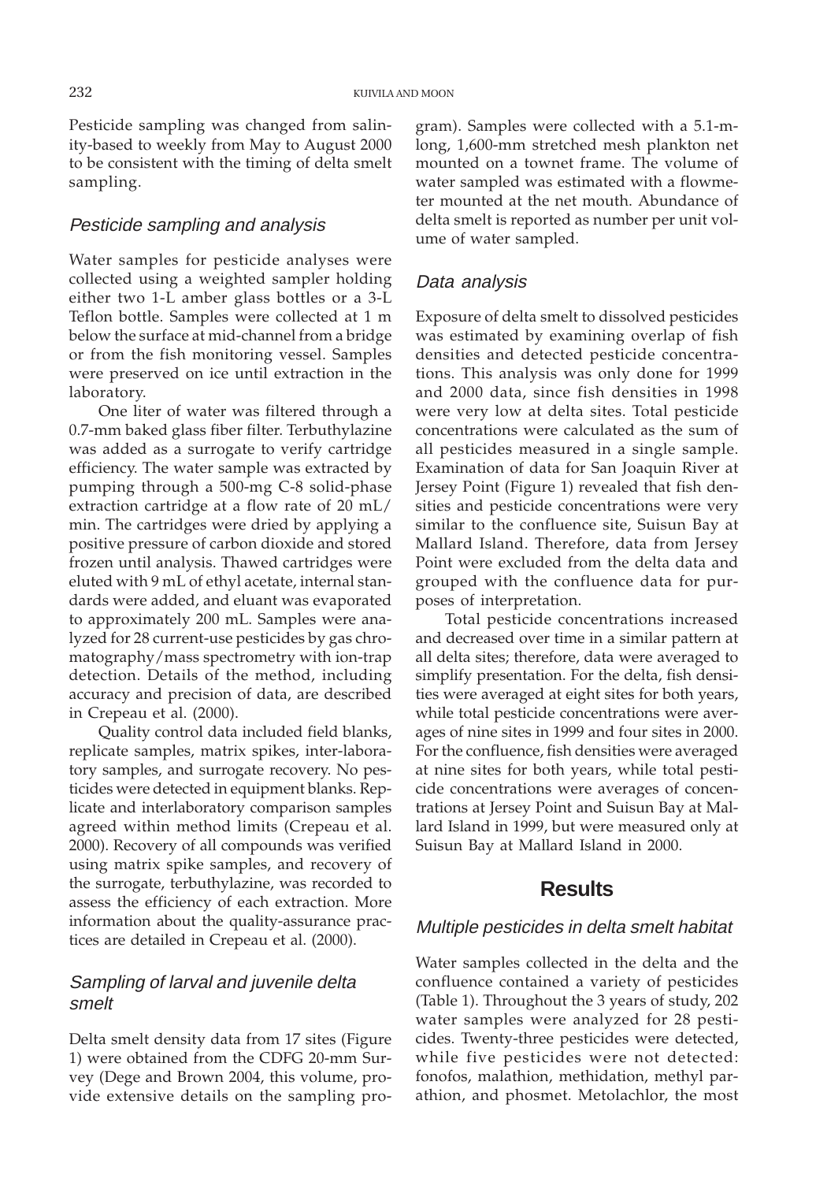Pesticide sampling was changed from salinity-based to weekly from May to August 2000 to be consistent with the timing of delta smelt sampling.

### *Pesticide sampling and analysis*

Water samples for pesticide analyses were collected using a weighted sampler holding either two 1-L amber glass bottles or a 3-L Teflon bottle. Samples were collected at 1 m below the surface at mid-channel from a bridge or from the fish monitoring vessel. Samples were preserved on ice until extraction in the laboratory.

One liter of water was filtered through a 0.7-mm baked glass fiber filter. Terbuthylazine was added as a surrogate to verify cartridge efficiency. The water sample was extracted by pumping through a 500-mg C-8 solid-phase extraction cartridge at a flow rate of 20 mL/min. The cartridges were dried by applying a positive pressure of carbon dioxide and stored frozen until analysis. Thawed cartridges were eluted with 9 mL of ethyl acetate, internal standards were added, and eluant was evaporated to approximately 200 mL. Samples were analyzed for 28 current-use pesticides by gas chromatography/mass spectrometry with ion-trap detection. Details of the method, including accuracy and precision of data, are described in Crepeau et al. (2000).

Quality control data included field blanks, replicate samples, matrix spikes, inter-laboratory samples, and surrogate recovery. No pesticides were detected in equipment blanks. Replicate and interlaboratory comparison samples agreed within method limits (Crepeau et al. 2000). Recovery of all compounds was verified using matrix spike samples, and recovery of the surrogate, terbuthylazine, was recorded to assess the efficiency of each extraction. More information about the quality-assurance practices are detailed in Crepeau et al. (2000).

### *Sampling of larval and juvenile delta smelt*

Delta smelt density data from 17 sites (Figure 1) were obtained from the CDFG 20-mm Survey (Dege and Brown 2004, this volume, provide extensive details on the sampling program). Samples were collected with a 5.1-m-long, 1,600-mm stretched mesh plankton net mounted on a townet frame. The volume of water sampled was estimated with a flowmeter mounted at the net mouth. Abundance of delta smelt is reported as number per unit volume of water sampled.

### *Data analysis*

Exposure of delta smelt to dissolved pesticides was estimated by examining overlap of fish densities and detected pesticide concentrations. This analysis was only done for 1999 and 2000 data, since fish densities in 1998 were very low at delta sites. Total pesticide concentrations were calculated as the sum of all pesticides measured in a single sample. Examination of data for San Joaquin River at Jersey Point (Figure 1) revealed that fish densities and pesticide concentrations were very similar to the confluence site, Suisun Bay at Mallard Island. Therefore, data from Jersey Point were excluded from the delta data and grouped with the confluence data for purposes of interpretation.

Total pesticide concentrations increased and decreased over time in a similar pattern at all delta sites; therefore, data were averaged to simplify presentation. For the delta, fish densities were averaged at eight sites for both years, while total pesticide concentrations were averages of nine sites in 1999 and four sites in 2000. For the confluence, fish densities were averaged at nine sites for both years, while total pesticide concentrations were averages of concentrations at Jersey Point and Suisun Bay at Mallard Island in 1999, but were measured only at Suisun Bay at Mallard Island in 2000.

## Results

### *Multiple pesticides in delta smelt habitat*

Water samples collected in the delta and the confluence contained a variety of pesticides (Table 1). Throughout the 3 years of study, 202 water samples were analyzed for 28 pesticides. Twenty-three pesticides were detected, while five pesticides were not detected: fonofos, malathion, methidation, methyl parathion, and phosmet. Metolachlor, the most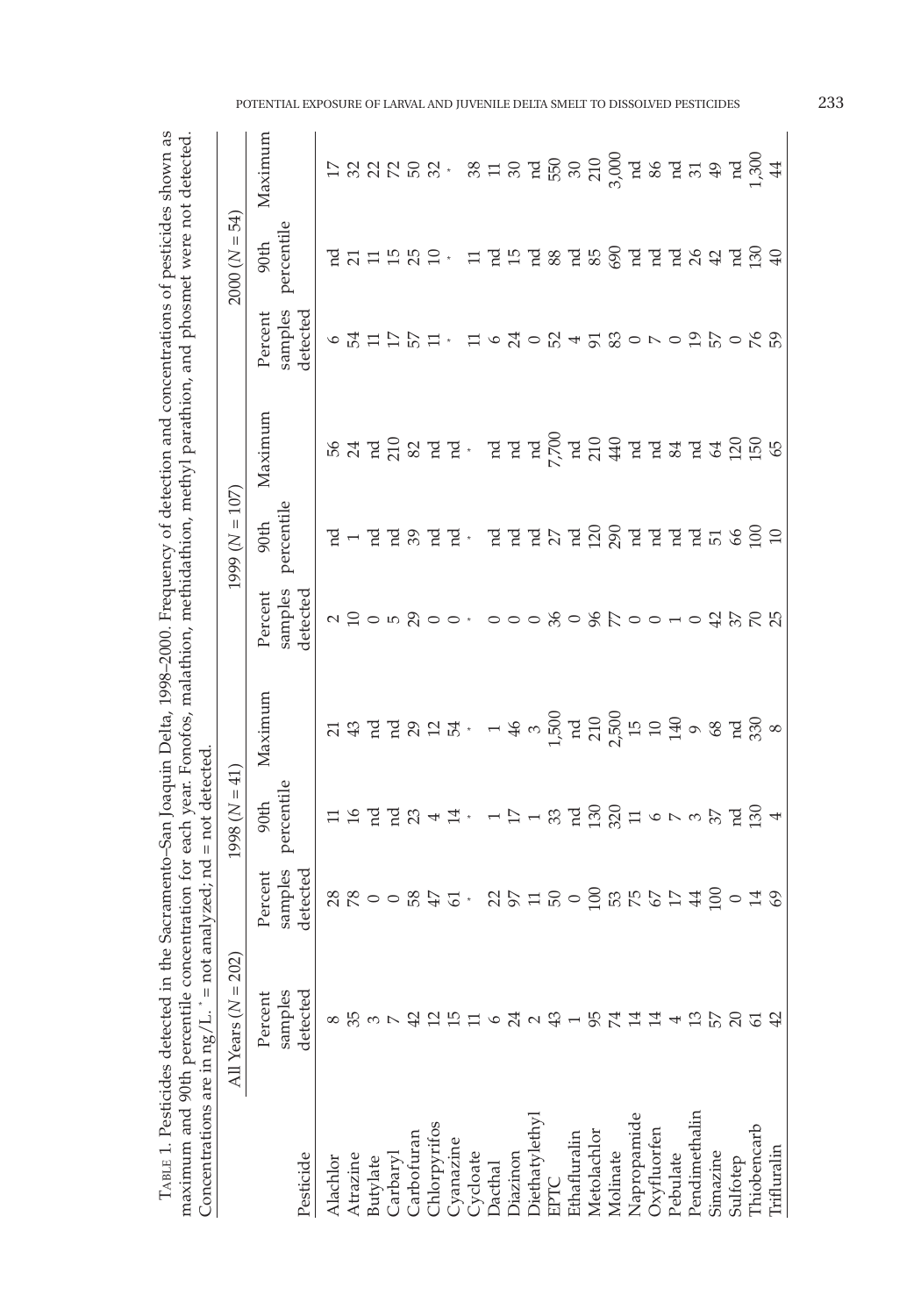TABLE 1. Pesticides detected in the Sacramento–San Joaquin Delta, 1998–2000. Frequency of detection and concentrations of pesticides shown as maximum and 90th percentile concentration for each year. Fonofos, malathion, methidathion, methyl parathion, and phosmet were not detected. Concentrations are in ng/L. * = not analyzed; nd = not detected.

| Pesticide | All Years (N = 202) | 1998 (N = 41) | | | 1999 (N = 107) | | | 2000 (N = 54) | | |
|---|---|---|---|---|---|---|---|---|---|---|
| | Percent samples detected | Percent samples detected | 90th percentile | Maximum | Percent samples detected | 90th percentile | Maximum | Percent samples detected | 90th percentile | Maximum |
| Alachlor | 8 | 28 | 11 | 21 | 2 | nd | 56 | 6 | nd | 17 |
| Atrazine | 35 | 78 | 16 | 43 | 10 | 1 | 24 | 54 | 21 | 32 |
| Butylate | 3 | 0 | nd | nd | 0 | nd | nd | 11 | 11 | 22 |
| Carbaryl | 7 | 0 | nd | nd | 5 | nd | 210 | 17 | 15 | 72 |
| Carbofuran | 42 | 58 | 23 | 29 | 29 | 39 | 82 | 57 | 25 | 50 |
| Chlorpyrifos | 12 | 47 | 4 | 12 | 0 | nd | nd | 11 | 10 | 32 |
| Cyanazine | 15 | 61 | 14 | 54 | 0 | nd | nd | * | * | * |
| Cycloate | 11 | * | * | * | * | * | * | 11 | 11 | 38 |
| Dacthal | 6 | 22 | 1 | 1 | 0 | nd | nd | 6 | nd | 11 |
| Diazinon | 24 | 97 | 17 | 46 | 0 | nd | nd | 24 | 15 | 30 |
| Diethatylethyl | 2 | 11 | 1 | 3 | 0 | nd | nd | 0 | nd | nd |
| EPTC | 43 | 50 | 33 | 1,500 | 36 | 27 | 7,700 | 52 | 88 | 550 |
| Ethafluralin | 1 | 0 | nd | nd | 0 | nd | nd | 4 | nd | 30 |
| Metolachlor | 95 | 100 | 130 | 210 | 96 | 120 | 210 | 91 | 85 | 210 |
| Molinate | 74 | 53 | 320 | 2,500 | 77 | 290 | 440 | 83 | 690 | 3,000 |
| Napropamide | 14 | 75 | 11 | 15 | 0 | nd | nd | 0 | nd | nd |
| Oxyfluorfen | 14 | 67 | 6 | 10 | 0 | nd | nd | 7 | nd | 86 |
| Pebulate | 4 | 17 | 7 | 140 | 1 | nd | 84 | 0 | nd | nd |
| Pendimethalin | 13 | 44 | 3 | 9 | 0 | nd | nd | 19 | 26 | 31 |
| Simazine | 57 | 100 | 37 | 68 | 42 | 51 | 64 | 57 | 42 | 49 |
| Sulfotep | 20 | 0 | nd | nd | 37 | 66 | 120 | 0 | nd | nd |
| Thiobencarb | 61 | 14 | 130 | 330 | 70 | 100 | 150 | 76 | 130 | 1,300 |
| Trifluralin | 42 | 69 | 4 | 8 | 25 | 10 | 65 | 59 | 40 | 44 |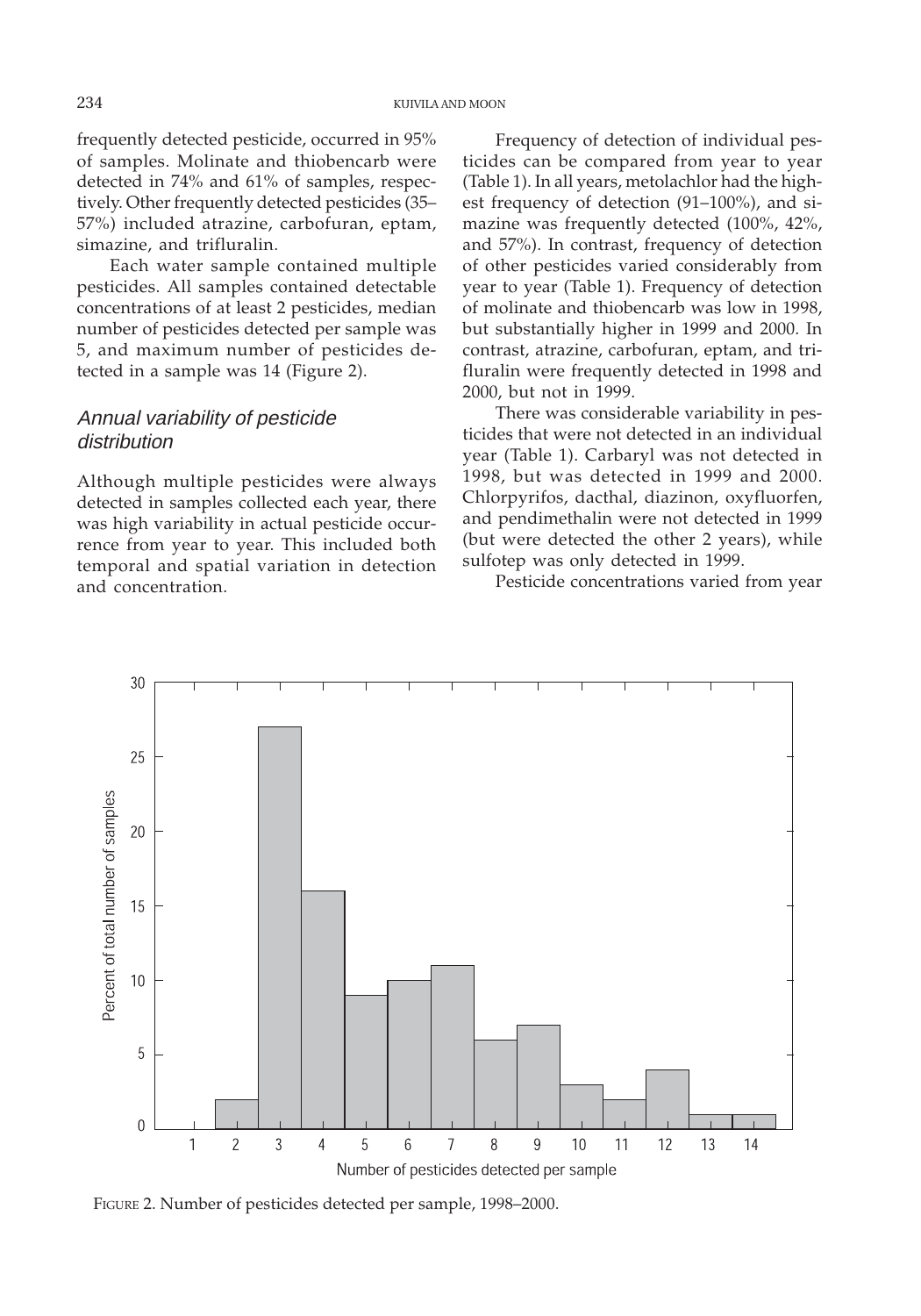frequently detected pesticide, occurred in 95% of samples. Molinate and thiobencarb were detected in 74% and 61% of samples, respectively. Other frequently detected pesticides (35–57%) included atrazine, carbofuran, eptam, simazine, and trifluralin.

Each water sample contained multiple pesticides. All samples contained detectable concentrations of at least 2 pesticides, median number of pesticides detected per sample was 5, and maximum number of pesticides detected in a sample was 14 (Figure 2).

### *Annual variability of pesticide distribution*

Although multiple pesticides were always detected in samples collected each year, there was high variability in actual pesticide occurrence from year to year. This included both temporal and spatial variation in detection and concentration.

Frequency of detection of individual pesticides can be compared from year to year (Table 1). In all years, metolachlor had the highest frequency of detection (91–100%), and simazine was frequently detected (100%, 42%, and 57%). In contrast, frequency of detection of other pesticides varied considerably from year to year (Table 1). Frequency of detection of molinate and thiobencarb was low in 1998, but substantially higher in 1999 and 2000. In contrast, atrazine, carbofuran, eptam, and trifluralin were frequently detected in 1998 and 2000, but not in 1999.

There was considerable variability in pesticides that were not detected in an individual year (Table 1). Carbaryl was not detected in 1998, but was detected in 1999 and 2000. Chlorpyrifos, dacthal, diazinon, oxyfluorfen, and pendimethalin were not detected in 1999 (but were detected the other 2 years), while sulfotep was only detected in 1999.

Pesticide concentrations varied from year

FIGURE 2. Number of pesticides detected per sample, 1998–2000.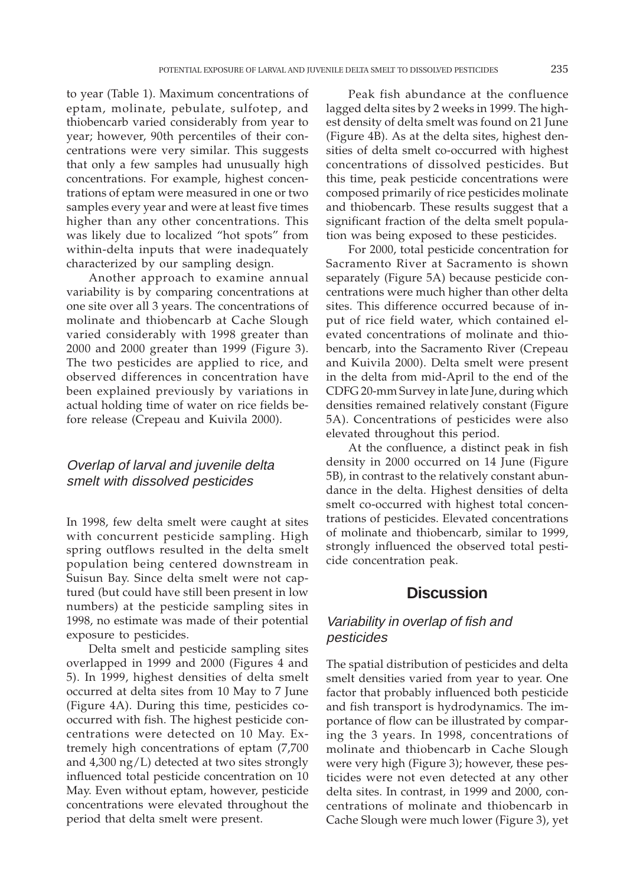to year (Table 1). Maximum concentrations of eptam, molinate, pebulate, sulfotep, and thiobencarb varied considerably from year to year; however, 90th percentiles of their concentrations were very similar. This suggests that only a few samples had unusually high concentrations. For example, highest concentrations of eptam were measured in one or two samples every year and were at least five times higher than any other concentrations. This was likely due to localized "hot spots" from within-delta inputs that were inadequately characterized by our sampling design.

Another approach to examine annual variability is by comparing concentrations at one site over all 3 years. The concentrations of molinate and thiobencarb at Cache Slough varied considerably with 1998 greater than 2000 and 2000 greater than 1999 (Figure 3). The two pesticides are applied to rice, and observed differences in concentration have been explained previously by variations in actual holding time of water on rice fields before release (Crepeau and Kuivila 2000).

### *Overlap of larval and juvenile delta smelt with dissolved pesticides*

In 1998, few delta smelt were caught at sites with concurrent pesticide sampling. High spring outflows resulted in the delta smelt population being centered downstream in Suisun Bay. Since delta smelt were not captured (but could have still been present in low numbers) at the pesticide sampling sites in 1998, no estimate was made of their potential exposure to pesticides.

Delta smelt and pesticide sampling sites overlapped in 1999 and 2000 (Figures 4 and 5). In 1999, highest densities of delta smelt occurred at delta sites from 10 May to 7 June (Figure 4A). During this time, pesticides co-occurred with fish. The highest pesticide concentrations were detected on 10 May. Extremely high concentrations of eptam (7,700 and 4,300 ng/L) detected at two sites strongly influenced total pesticide concentration on 10 May. Even without eptam, however, pesticide concentrations were elevated throughout the period that delta smelt were present.

Peak fish abundance at the confluence lagged delta sites by 2 weeks in 1999. The highest density of delta smelt was found on 21 June (Figure 4B). As at the delta sites, highest densities of delta smelt co-occurred with highest concentrations of dissolved pesticides. But this time, peak pesticide concentrations were composed primarily of rice pesticides molinate and thiobencarb. These results suggest that a significant fraction of the delta smelt population was being exposed to these pesticides.

For 2000, total pesticide concentration for Sacramento River at Sacramento is shown separately (Figure 5A) because pesticide concentrations were much higher than other delta sites. This difference occurred because of input of rice field water, which contained elevated concentrations of molinate and thiobencarb, into the Sacramento River (Crepeau and Kuivila 2000). Delta smelt were present in the delta from mid-April to the end of the CDFG 20-mm Survey in late June, during which densities remained relatively constant (Figure 5A). Concentrations of pesticides were also elevated throughout this period.

At the confluence, a distinct peak in fish density in 2000 occurred on 14 June (Figure 5B), in contrast to the relatively constant abundance in the delta. Highest densities of delta smelt co-occurred with highest total concentrations of pesticides. Elevated concentrations of molinate and thiobencarb, similar to 1999, strongly influenced the observed total pesticide concentration peak.

## Discussion

### *Variability in overlap of fish and pesticides*

The spatial distribution of pesticides and delta smelt densities varied from year to year. One factor that probably influenced both pesticide and fish transport is hydrodynamics. The importance of flow can be illustrated by comparing the 3 years. In 1998, concentrations of molinate and thiobencarb in Cache Slough were very high (Figure 3); however, these pesticides were not even detected at any other delta sites. In contrast, in 1999 and 2000, concentrations of molinate and thiobencarb in Cache Slough were much lower (Figure 3), yet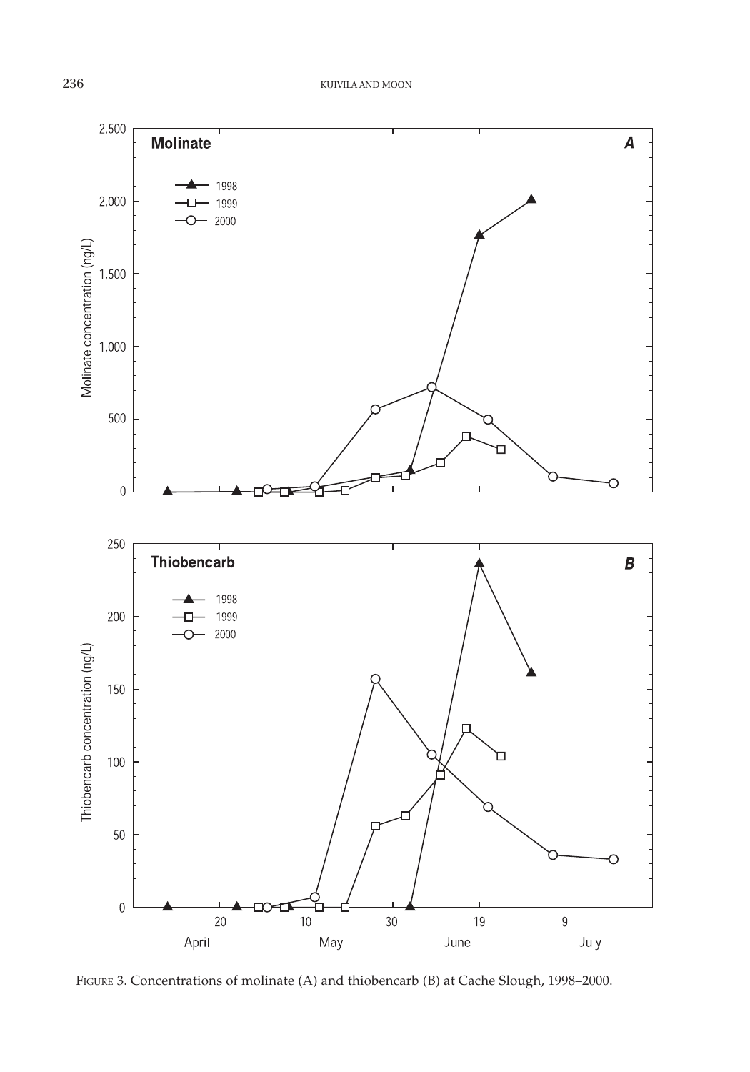FIGURE 3. Concentrations of molinate (A) and thiobencarb (B) at Cache Slough, 1998–2000.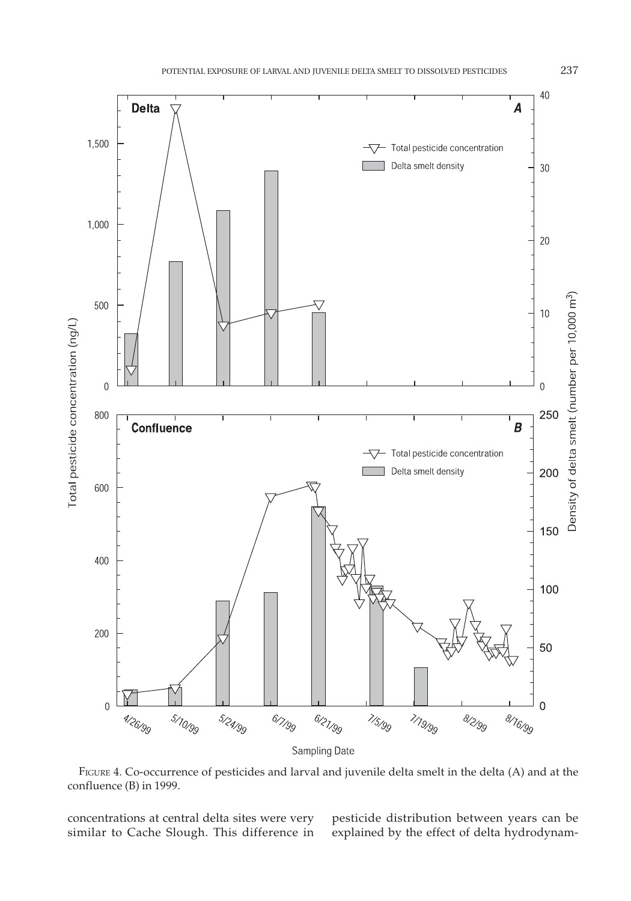FIGURE 4. Co-occurrence of pesticides and larval and juvenile delta smelt in the delta (A) and at the confluence (B) in 1999.

concentrations at central delta sites were very similar to Cache Slough. This difference in pesticide distribution between years can be explained by the effect of delta hydrodynam-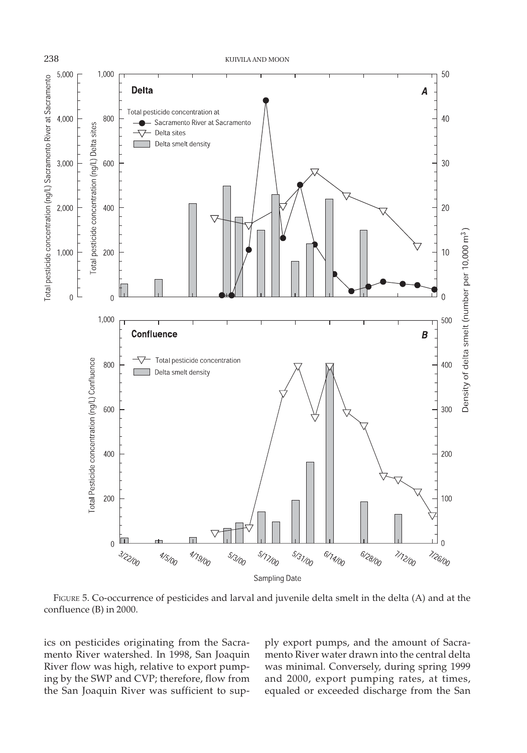FIGURE 5. Co-occurrence of pesticides and larval and juvenile delta smelt in the delta (A) and at the confluence (B) in 2000.

ics on pesticides originating from the Sacramento River watershed. In 1998, San Joaquin River flow was high, relative to export pumping by the SWP and CVP; therefore, flow from the San Joaquin River was sufficient to supply export pumps, and the amount of Sacramento River water drawn into the central delta was minimal. Conversely, during spring 1999 and 2000, export pumping rates, at times, equaled or exceeded discharge from the San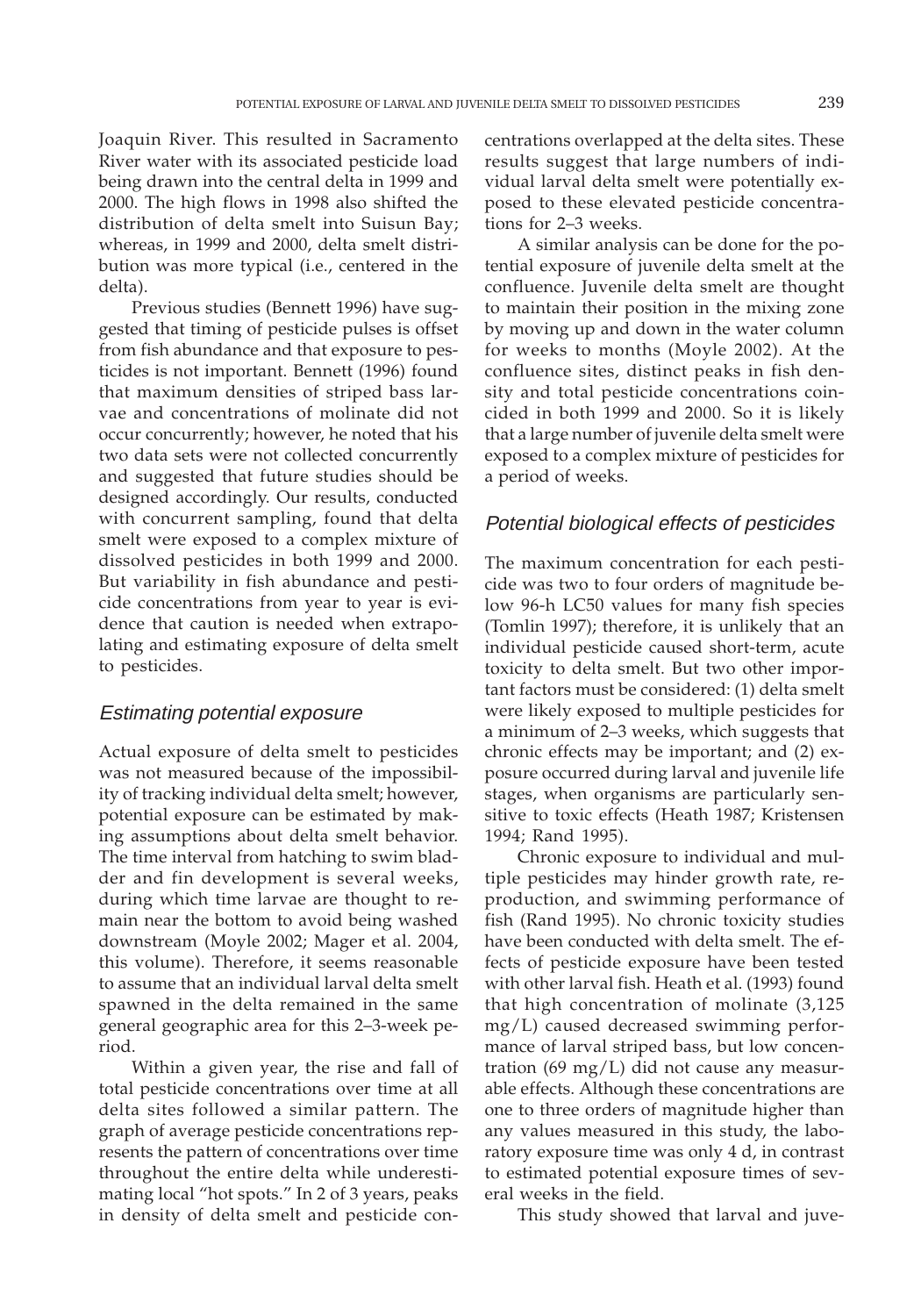Joaquin River. This resulted in Sacramento River water with its associated pesticide load being drawn into the central delta in 1999 and 2000. The high flows in 1998 also shifted the distribution of delta smelt into Suisun Bay; whereas, in 1999 and 2000, delta smelt distribution was more typical (i.e., centered in the delta).

Previous studies (Bennett 1996) have suggested that timing of pesticide pulses is offset from fish abundance and that exposure to pesticides is not important. Bennett (1996) found that maximum densities of striped bass larvae and concentrations of molinate did not occur concurrently; however, he noted that his two data sets were not collected concurrently and suggested that future studies should be designed accordingly. Our results, conducted with concurrent sampling, found that delta smelt were exposed to a complex mixture of dissolved pesticides in both 1999 and 2000. But variability in fish abundance and pesticide concentrations from year to year is evidence that caution is needed when extrapolating and estimating exposure of delta smelt to pesticides.

### *Estimating potential exposure*

Actual exposure of delta smelt to pesticides was not measured because of the impossibility of tracking individual delta smelt; however, potential exposure can be estimated by making assumptions about delta smelt behavior. The time interval from hatching to swim bladder and fin development is several weeks, during which time larvae are thought to remain near the bottom to avoid being washed downstream (Moyle 2002; Mager et al. 2004, this volume). Therefore, it seems reasonable to assume that an individual larval delta smelt spawned in the delta remained in the same general geographic area for this 2–3-week period.

Within a given year, the rise and fall of total pesticide concentrations over time at all delta sites followed a similar pattern. The graph of average pesticide concentrations represents the pattern of concentrations over time throughout the entire delta while underestimating local "hot spots." In 2 of 3 years, peaks in density of delta smelt and pesticide concentrations overlapped at the delta sites. These results suggest that large numbers of individual larval delta smelt were potentially exposed to these elevated pesticide concentrations for 2–3 weeks.

A similar analysis can be done for the potential exposure of juvenile delta smelt at the confluence. Juvenile delta smelt are thought to maintain their position in the mixing zone by moving up and down in the water column for weeks to months (Moyle 2002). At the confluence sites, distinct peaks in fish density and total pesticide concentrations coincided in both 1999 and 2000. So it is likely that a large number of juvenile delta smelt were exposed to a complex mixture of pesticides for a period of weeks.

### *Potential biological effects of pesticides*

The maximum concentration for each pesticide was two to four orders of magnitude below 96-h LC50 values for many fish species (Tomlin 1997); therefore, it is unlikely that an individual pesticide caused short-term, acute toxicity to delta smelt. But two other important factors must be considered: (1) delta smelt were likely exposed to multiple pesticides for a minimum of 2–3 weeks, which suggests that chronic effects may be important; and (2) exposure occurred during larval and juvenile life stages, when organisms are particularly sensitive to toxic effects (Heath 1987; Kristensen 1994; Rand 1995).

Chronic exposure to individual and multiple pesticides may hinder growth rate, reproduction, and swimming performance of fish (Rand 1995). No chronic toxicity studies have been conducted with delta smelt. The effects of pesticide exposure have been tested with other larval fish. Heath et al. (1993) found that high concentration of molinate (3,125 mg/L) caused decreased swimming performance of larval striped bass, but low concentration (69 mg/L) did not cause any measurable effects. Although these concentrations are one to three orders of magnitude higher than any values measured in this study, the laboratory exposure time was only 4 d, in contrast to estimated potential exposure times of several weeks in the field.

This study showed that larval and juve-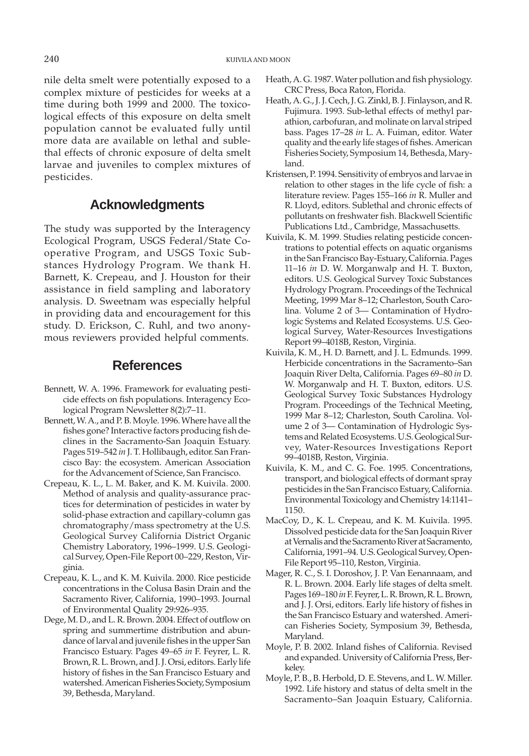nile delta smelt were potentially exposed to a complex mixture of pesticides for weeks at a time during both 1999 and 2000. The toxicological effects of this exposure on delta smelt population cannot be evaluated fully until more data are available on lethal and sublethal effects of chronic exposure of delta smelt larvae and juveniles to complex mixtures of pesticides.

## Acknowledgments

The study was supported by the Interagency Ecological Program, USGS Federal/State Cooperative Program, and USGS Toxic Substances Hydrology Program. We thank H. Barnett, K. Crepeau, and J. Houston for their assistance in field sampling and laboratory analysis. D. Sweetnam was especially helpful in providing data and encouragement for this study. D. Erickson, C. Ruhl, and two anonymous reviewers provided helpful comments.

## References

Bennett, W. A. 1996. Framework for evaluating pesticide effects on fish populations. Interagency Ecological Program Newsletter 8(2):7–11.

Bennett, W. A., and P. B. Moyle. 1996. Where have all the fishes gone? Interactive factors producing fish declines in the Sacramento-San Joaquin Estuary. Pages 519–542 *in* J. T. Hollibaugh, editor. San Francisco Bay: the ecosystem. American Association for the Advancement of Science, San Francisco.

Crepeau, K. L., L. M. Baker, and K. M. Kuivila. 2000. Method of analysis and quality-assurance practices for determination of pesticides in water by solid-phase extraction and capillary-column gas chromatography/mass spectrometry at the U.S. Geological Survey California District Organic Chemistry Laboratory, 1996–1999. U.S. Geological Survey, Open-File Report 00–229, Reston, Virginia.

Crepeau, K. L., and K. M. Kuivila. 2000. Rice pesticide concentrations in the Colusa Basin Drain and the Sacramento River, California, 1990–1993. Journal of Environmental Quality 29:926–935.

Dege, M. D., and L. R. Brown. 2004. Effect of outflow on spring and summertime distribution and abundance of larval and juvenile fishes in the upper San Francisco Estuary. Pages 49–65 *in* F. Feyrer, L. R. Brown, R. L. Brown, and J. J. Orsi, editors. Early life history of fishes in the San Francisco Estuary and watershed. American Fisheries Society, Symposium 39, Bethesda, Maryland.

Heath, A. G. 1987. Water pollution and fish physiology. CRC Press, Boca Raton, Florida.

Heath, A. G., J. J. Cech, J. G. Zinkl, B. J. Finlayson, and R. Fujimura. 1993. Sub-lethal effects of methyl parathion, carbofuran, and molinate on larval striped bass. Pages 17–28 *in* L. A. Fuiman, editor. Water quality and the early life stages of fishes. American Fisheries Society, Symposium 14, Bethesda, Maryland.

Kristensen, P. 1994. Sensitivity of embryos and larvae in relation to other stages in the life cycle of fish: a literature review. Pages 155–166 *in* R. Muller and R. Lloyd, editors. Sublethal and chronic effects of pollutants on freshwater fish. Blackwell Scientific Publications Ltd., Cambridge, Massachusetts.

Kuivila, K. M. 1999. Studies relating pesticide concentrations to potential effects on aquatic organisms in the San Francisco Bay-Estuary, California. Pages 11–16 *in* D. W. Morganwalp and H. T. Buxton, editors. U.S. Geological Survey Toxic Substances Hydrology Program. Proceedings of the Technical Meeting, 1999 Mar 8–12; Charleston, South Carolina. Volume 2 of 3— Contamination of Hydrologic Systems and Related Ecosystems. U.S. Geological Survey, Water-Resources Investigations Report 99–4018B, Reston, Virginia.

Kuivila, K. M., H. D. Barnett, and J. L. Edmunds. 1999. Herbicide concentrations in the Sacramento–San Joaquin River Delta, California. Pages 69–80 *in* D. W. Morganwalp and H. T. Buxton, editors. U.S. Geological Survey Toxic Substances Hydrology Program. Proceedings of the Technical Meeting, 1999 Mar 8–12; Charleston, South Carolina. Volume 2 of 3— Contamination of Hydrologic Systems and Related Ecosystems. U.S. Geological Survey, Water-Resources Investigations Report 99–4018B, Reston, Virginia.

Kuivila, K. M., and C. G. Foe. 1995. Concentrations, transport, and biological effects of dormant spray pesticides in the San Francisco Estuary, California. Environmental Toxicology and Chemistry 14:1141–1150.

MacCoy, D., K. L. Crepeau, and K. M. Kuivila. 1995. Dissolved pesticide data for the San Joaquin River at Vernalis and the Sacramento River at Sacramento, California, 1991–94. U.S. Geological Survey, Open-File Report 95–110, Reston, Virginia.

Mager, R. C., S. I. Doroshov, J. P. Van Eenannaam, and R. L. Brown. 2004. Early life stages of delta smelt. Pages 169–180 *in* F. Feyrer, L. R. Brown, R. L. Brown, and J. J. Orsi, editors. Early life history of fishes in the San Francisco Estuary and watershed. American Fisheries Society, Symposium 39, Bethesda, Maryland.

Moyle, P. B. 2002. Inland fishes of California. Revised and expanded. University of California Press, Berkeley.

Moyle, P. B., B. Herbold, D. E. Stevens, and L. W. Miller. 1992. Life history and status of delta smelt in the Sacramento–San Joaquin Estuary, California.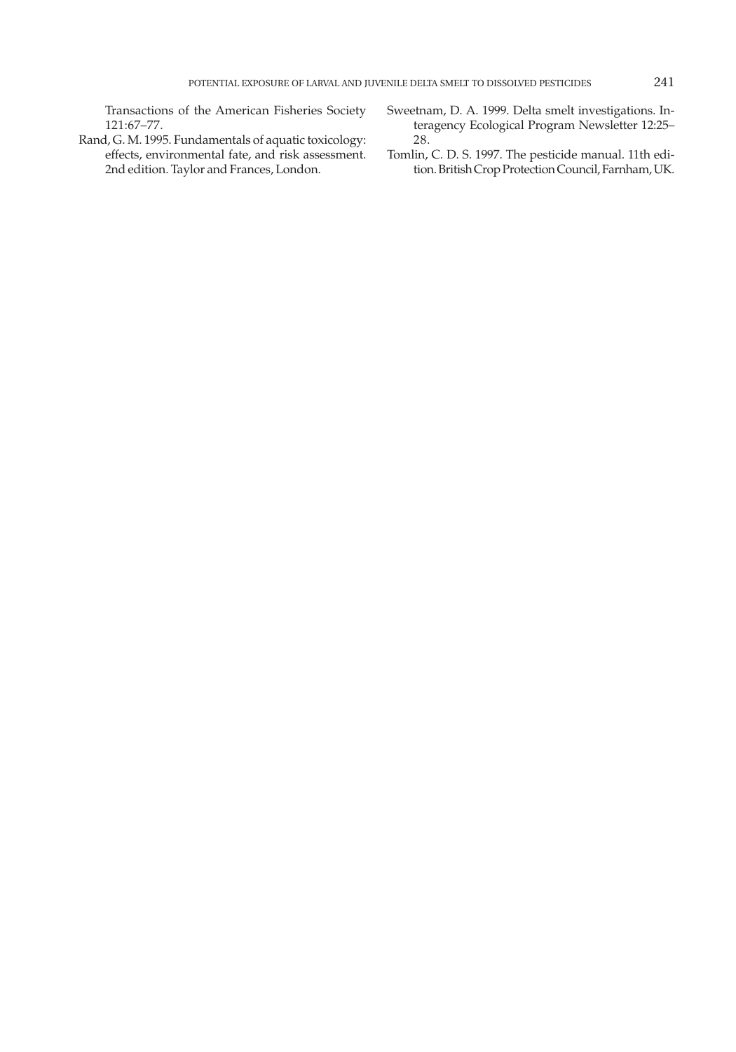Transactions of the American Fisheries Society 121:67–77.

Rand, G. M. 1995. Fundamentals of aquatic toxicology: effects, environmental fate, and risk assessment. 2nd edition. Taylor and Frances, London.

Sweetnam, D. A. 1999. Delta smelt investigations. Interagency Ecological Program Newsletter 12:25–28.

Tomlin, C. D. S. 1997. The pesticide manual. 11th edition. British Crop Protection Council, Farnham, UK.